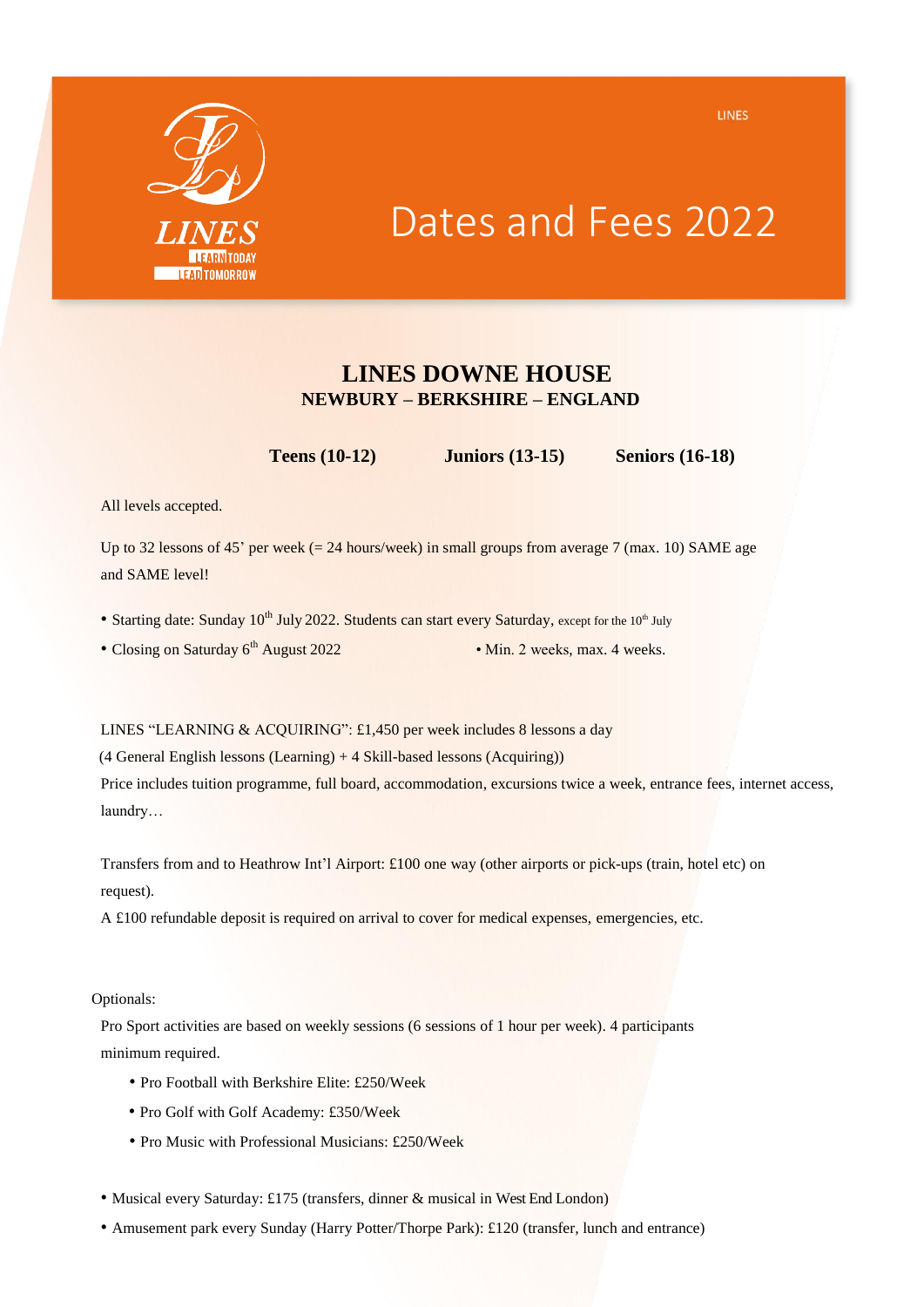# Dates and Fees 2022

## LINES DOWNE HOUSE

**NEWBURY – BERKSHIRE – ENGLAND**

**Teens (10-12)** **Juniors (13-15)** **Seniors (16-18)**

All levels accepted.

Up to 32 lessons of 45' per week (= 24 hours/week) in small groups from average 7 (max. 10) SAME age and SAME level!

- Starting date: Sunday 10th July 2022. Students can start every Saturday, except for the 10th July
- Closing on Saturday 6th August 2022
- Min. 2 weeks, max. 4 weeks.

LINES "LEARNING & ACQUIRING": £1,450 per week includes 8 lessons a day (4 General English lessons (Learning) + 4 Skill-based lessons (Acquiring))
Price includes tuition programme, full board, accommodation, excursions twice a week, entrance fees, internet access, laundry…

Transfers from and to Heathrow Int'l Airport: £100 one way (other airports or pick-ups (train, hotel etc) on request).
A £100 refundable deposit is required on arrival to cover for medical expenses, emergencies, etc.

Optionals:

Pro Sport activities are based on weekly sessions (6 sessions of 1 hour per week). 4 participants minimum required.

- Pro Football with Berkshire Elite: £250/Week
- Pro Golf with Golf Academy: £350/Week
- Pro Music with Professional Musicians: £250/Week

- Musical every Saturday: £175 (transfers, dinner & musical in West End London)
- Amusement park every Sunday (Harry Potter/Thorpe Park): £120 (transfer, lunch and entrance)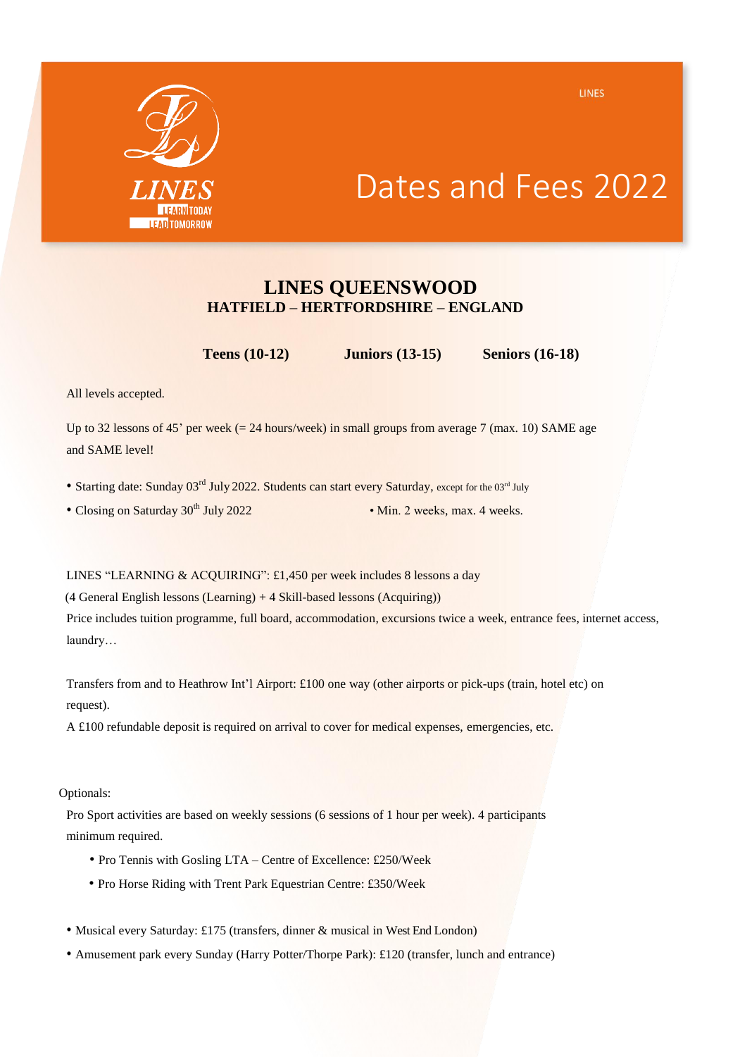# Dates and Fees 2022

## LINES QUEENSWOOD

**HATFIELD – HERTFORDSHIRE – ENGLAND**

**Teens (10-12)** **Juniors (13-15)** **Seniors (16-18)**

All levels accepted.

Up to 32 lessons of 45' per week (= 24 hours/week) in small groups from average 7 (max. 10) SAME age and SAME level!

- Starting date: Sunday 03rd July 2022. Students can start every Saturday, except for the 03rd July
- Closing on Saturday 30th July 2022
- Min. 2 weeks, max. 4 weeks.

LINES "LEARNING & ACQUIRING": £1,450 per week includes 8 lessons a day
(4 General English lessons (Learning) + 4 Skill-based lessons (Acquiring))
Price includes tuition programme, full board, accommodation, excursions twice a week, entrance fees, internet access, laundry…

Transfers from and to Heathrow Int'l Airport: £100 one way (other airports or pick-ups (train, hotel etc) on request).
A £100 refundable deposit is required on arrival to cover for medical expenses, emergencies, etc.

Optionals:

Pro Sport activities are based on weekly sessions (6 sessions of 1 hour per week). 4 participants minimum required.

- Pro Tennis with Gosling LTA – Centre of Excellence: £250/Week
- Pro Horse Riding with Trent Park Equestrian Centre: £350/Week

- Musical every Saturday: £175 (transfers, dinner & musical in West End London)
- Amusement park every Sunday (Harry Potter/Thorpe Park): £120 (transfer, lunch and entrance)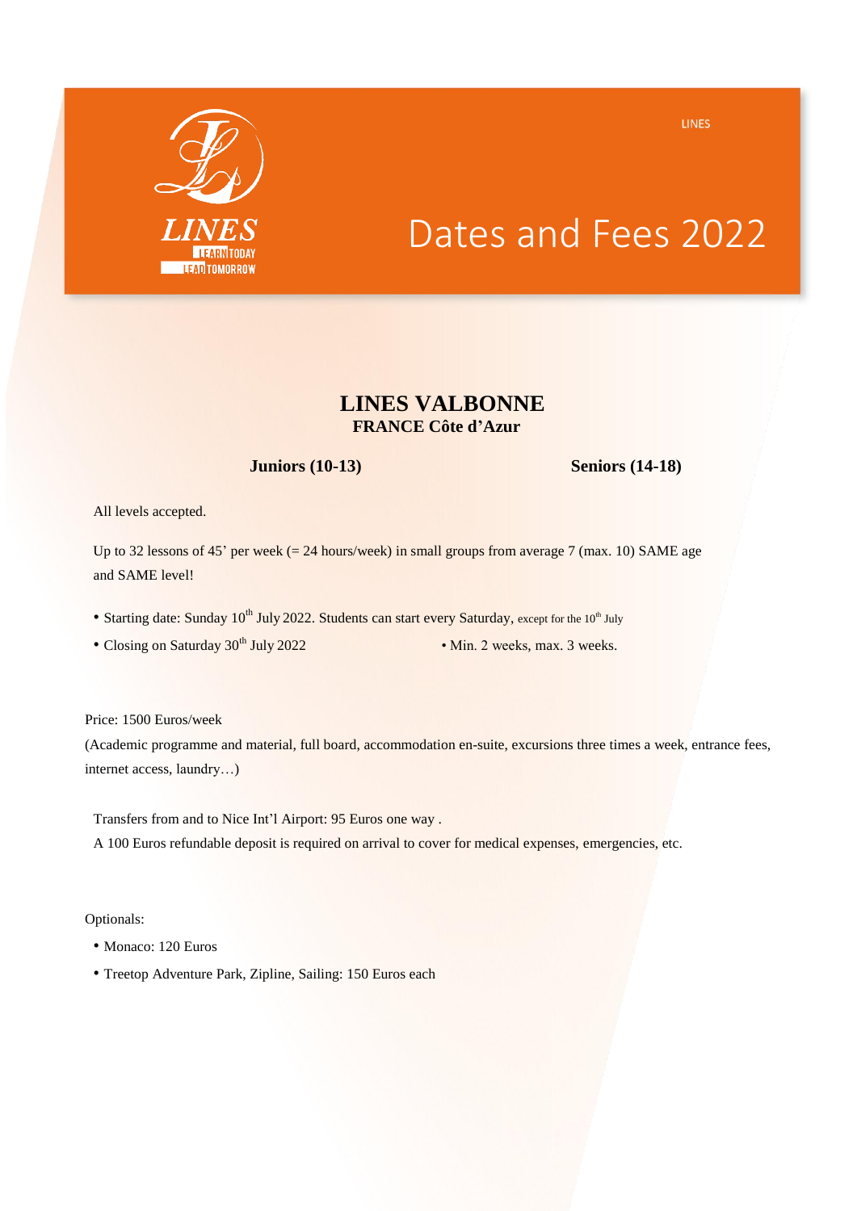# Dates and Fees 2022

## LINES VALBONNE

### FRANCE Côte d'Azur

**Juniors (10-13)** **Seniors (14-18)**

All levels accepted.

Up to 32 lessons of 45' per week (= 24 hours/week) in small groups from average 7 (max. 10) SAME age and SAME level!

- Starting date: Sunday 10th July 2022. Students can start every Saturday, except for the 10th July
- Closing on Saturday 30th July 2022
- Min. 2 weeks, max. 3 weeks.

Price: 1500 Euros/week

(Academic programme and material, full board, accommodation en-suite, excursions three times a week, entrance fees, internet access, laundry…)

Transfers from and to Nice Int'l Airport: 95 Euros one way .

A 100 Euros refundable deposit is required on arrival to cover for medical expenses, emergencies, etc.

Optionals:

- Monaco: 120 Euros
- Treetop Adventure Park, Zipline, Sailing: 150 Euros each